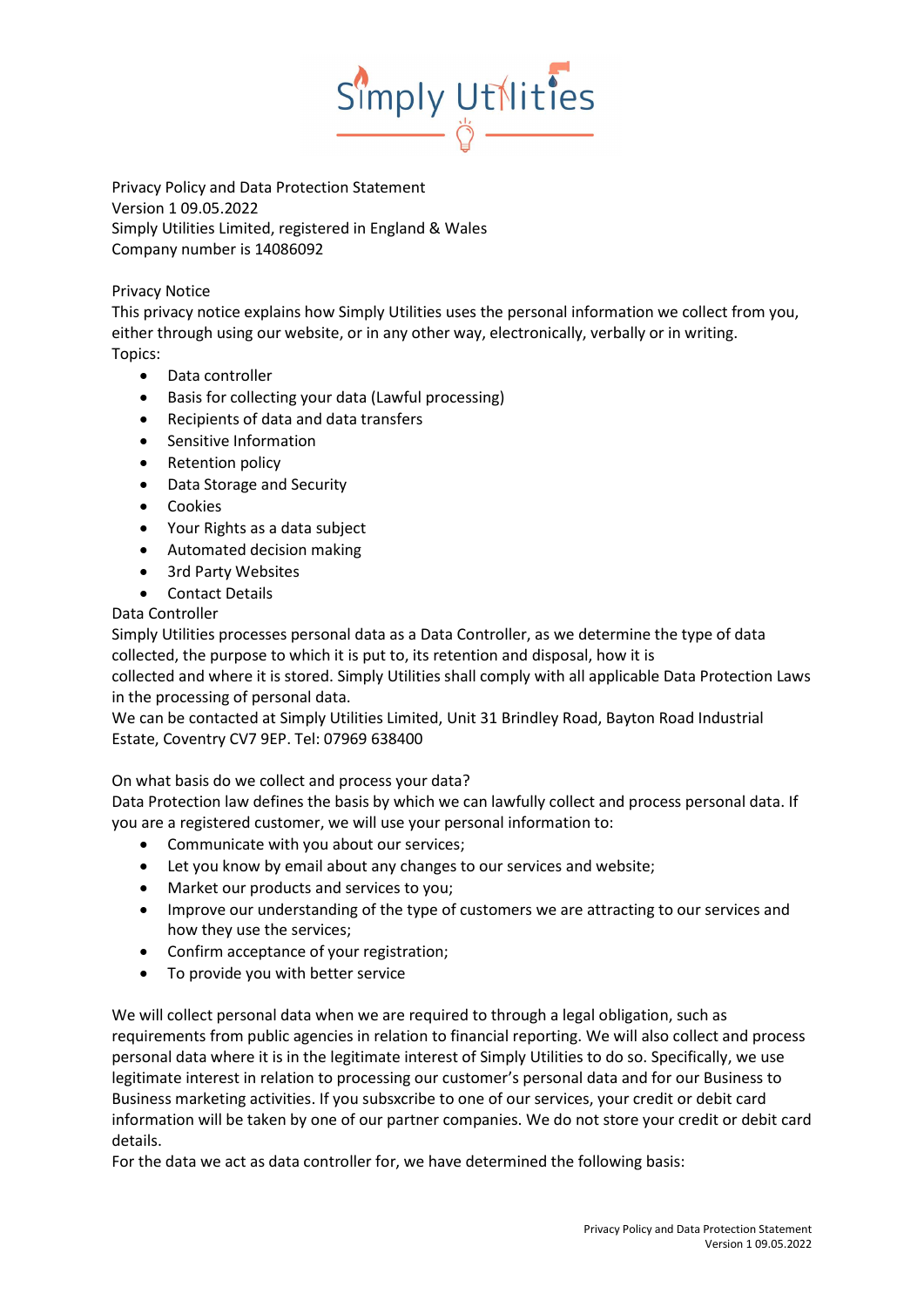Privacy Policy and Data Protection Statement
Version 1 09.05.2022
Simply Utilities Limited, registered in England & Wales
Company number is 14086092

## Privacy Notice

This privacy notice explains how Simply Utilities uses the personal information we collect from you, either through using our website, or in any other way, electronically, verbally or in writing.

Topics:

- Data controller
- Basis for collecting your data (Lawful processing)
- Recipients of data and data transfers
- Sensitive Information
- Retention policy
- Data Storage and Security
- Cookies
- Your Rights as a data subject
- Automated decision making
- 3rd Party Websites
- Contact Details

## Data Controller

Simply Utilities processes personal data as a Data Controller, as we determine the type of data collected, the purpose to which it is put to, its retention and disposal, how it is collected and where it is stored. Simply Utilities shall comply with all applicable Data Protection Laws in the processing of personal data.

We can be contacted at Simply Utilities Limited, Unit 31 Brindley Road, Bayton Road Industrial Estate, Coventry CV7 9EP. Tel: 07969 638400

## On what basis do we collect and process your data?

Data Protection law defines the basis by which we can lawfully collect and process personal data. If you are a registered customer, we will use your personal information to:

- Communicate with you about our services;
- Let you know by email about any changes to our services and website;
- Market our products and services to you;
- Improve our understanding of the type of customers we are attracting to our services and how they use the services;
- Confirm acceptance of your registration;
- To provide you with better service

We will collect personal data when we are required to through a legal obligation, such as requirements from public agencies in relation to financial reporting. We will also collect and process personal data where it is in the legitimate interest of Simply Utilities to do so. Specifically, we use legitimate interest in relation to processing our customer's personal data and for our Business to Business marketing activities. If you subsxcribe to one of our services, your credit or debit card information will be taken by one of our partner companies. We do not store your credit or debit card details.

For the data we act as data controller for, we have determined the following basis: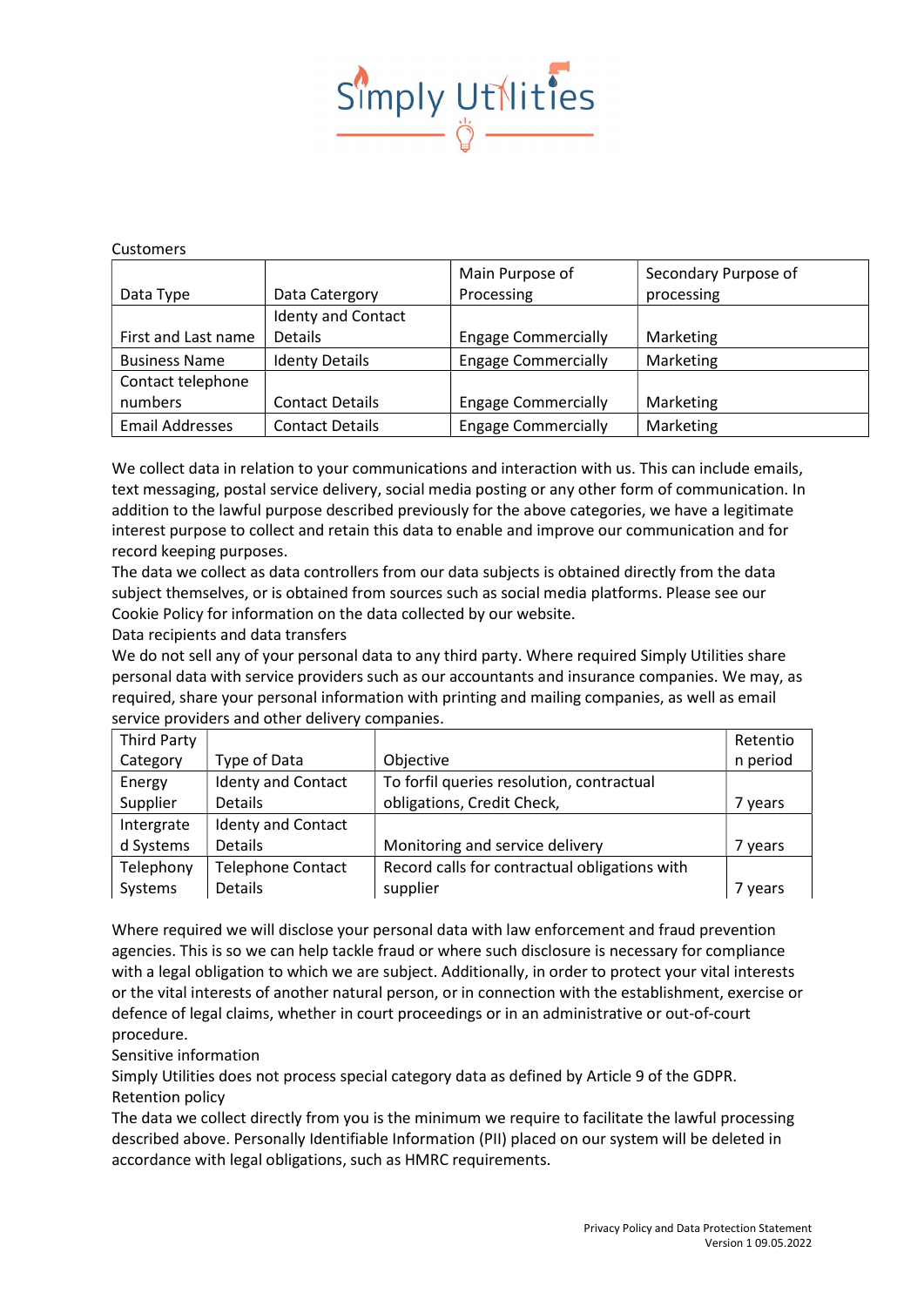Simply Utilities

Customers

| Data Type | Data Catergory | Main Purpose of Processing | Secondary Purpose of processing |
|---|---|---|---|
| First and Last name | Identy and Contact Details | Engage Commercially | Marketing |
| Business Name | Identy Details | Engage Commercially | Marketing |
| Contact telephone numbers | Contact Details | Engage Commercially | Marketing |
| Email Addresses | Contact Details | Engage Commercially | Marketing |

We collect data in relation to your communications and interaction with us. This can include emails, text messaging, postal service delivery, social media posting or any other form of communication. In addition to the lawful purpose described previously for the above categories, we have a legitimate interest purpose to collect and retain this data to enable and improve our communication and for record keeping purposes.

The data we collect as data controllers from our data subjects is obtained directly from the data subject themselves, or is obtained from sources such as social media platforms. Please see our Cookie Policy for information on the data collected by our website.

Data recipients and data transfers

We do not sell any of your personal data to any third party. Where required Simply Utilities share personal data with service providers such as our accountants and insurance companies. We may, as required, share your personal information with printing and mailing companies, as well as email service providers and other delivery companies.

| Third Party Category | Type of Data | Objective | Retention period |
|---|---|---|---|
| Energy Supplier | Identy and Contact Details | To forfil queries resolution, contractual obligations, Credit Check, | 7 years |
| Intergrated Systems | Identy and Contact Details | Monitoring and service delivery | 7 years |
| Telephony Systems | Telephone Contact Details | Record calls for contractual obligations with supplier | 7 years |

Where required we will disclose your personal data with law enforcement and fraud prevention agencies. This is so we can help tackle fraud or where such disclosure is necessary for compliance with a legal obligation to which we are subject. Additionally, in order to protect your vital interests or the vital interests of another natural person, or in connection with the establishment, exercise or defence of legal claims, whether in court proceedings or in an administrative or out-of-court procedure.

Sensitive information

Simply Utilities does not process special category data as defined by Article 9 of the GDPR.

Retention policy

The data we collect directly from you is the minimum we require to facilitate the lawful processing described above. Personally Identifiable Information (PII) placed on our system will be deleted in accordance with legal obligations, such as HMRC requirements.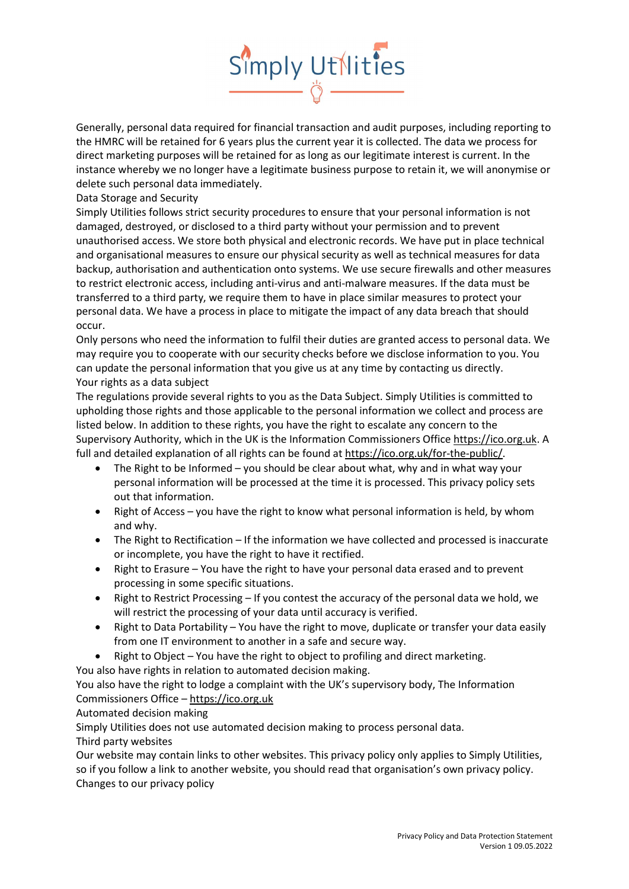Generally, personal data required for financial transaction and audit purposes, including reporting to the HMRC will be retained for 6 years plus the current year it is collected. The data we process for direct marketing purposes will be retained for as long as our legitimate interest is current. In the instance whereby we no longer have a legitimate business purpose to retain it, we will anonymise or delete such personal data immediately.

## Data Storage and Security

Simply Utilities follows strict security procedures to ensure that your personal information is not damaged, destroyed, or disclosed to a third party without your permission and to prevent unauthorised access. We store both physical and electronic records. We have put in place technical and organisational measures to ensure our physical security as well as technical measures for data backup, authorisation and authentication onto systems. We use secure firewalls and other measures to restrict electronic access, including anti-virus and anti-malware measures. If the data must be transferred to a third party, we require them to have in place similar measures to protect your personal data. We have a process in place to mitigate the impact of any data breach that should occur.

Only persons who need the information to fulfil their duties are granted access to personal data. We may require you to cooperate with our security checks before we disclose information to you. You can update the personal information that you give us at any time by contacting us directly.

## Your rights as a data subject

The regulations provide several rights to you as the Data Subject. Simply Utilities is committed to upholding those rights and those applicable to the personal information we collect and process are listed below. In addition to these rights, you have the right to escalate any concern to the Supervisory Authority, which in the UK is the Information Commissioners Office https://ico.org.uk. A full and detailed explanation of all rights can be found at https://ico.org.uk/for-the-public/.

- The Right to be Informed – you should be clear about what, why and in what way your personal information will be processed at the time it is processed. This privacy policy sets out that information.
- Right of Access – you have the right to know what personal information is held, by whom and why.
- The Right to Rectification – If the information we have collected and processed is inaccurate or incomplete, you have the right to have it rectified.
- Right to Erasure – You have the right to have your personal data erased and to prevent processing in some specific situations.
- Right to Restrict Processing – If you contest the accuracy of the personal data we hold, we will restrict the processing of your data until accuracy is verified.
- Right to Data Portability – You have the right to move, duplicate or transfer your data easily from one IT environment to another in a safe and secure way.
- Right to Object – You have the right to object to profiling and direct marketing.

You also have rights in relation to automated decision making.

You also have the right to lodge a complaint with the UK's supervisory body, The Information Commissioners Office – https://ico.org.uk

## Automated decision making

Simply Utilities does not use automated decision making to process personal data.

## Third party websites

Our website may contain links to other websites. This privacy policy only applies to Simply Utilities, so if you follow a link to another website, you should read that organisation's own privacy policy.

## Changes to our privacy policy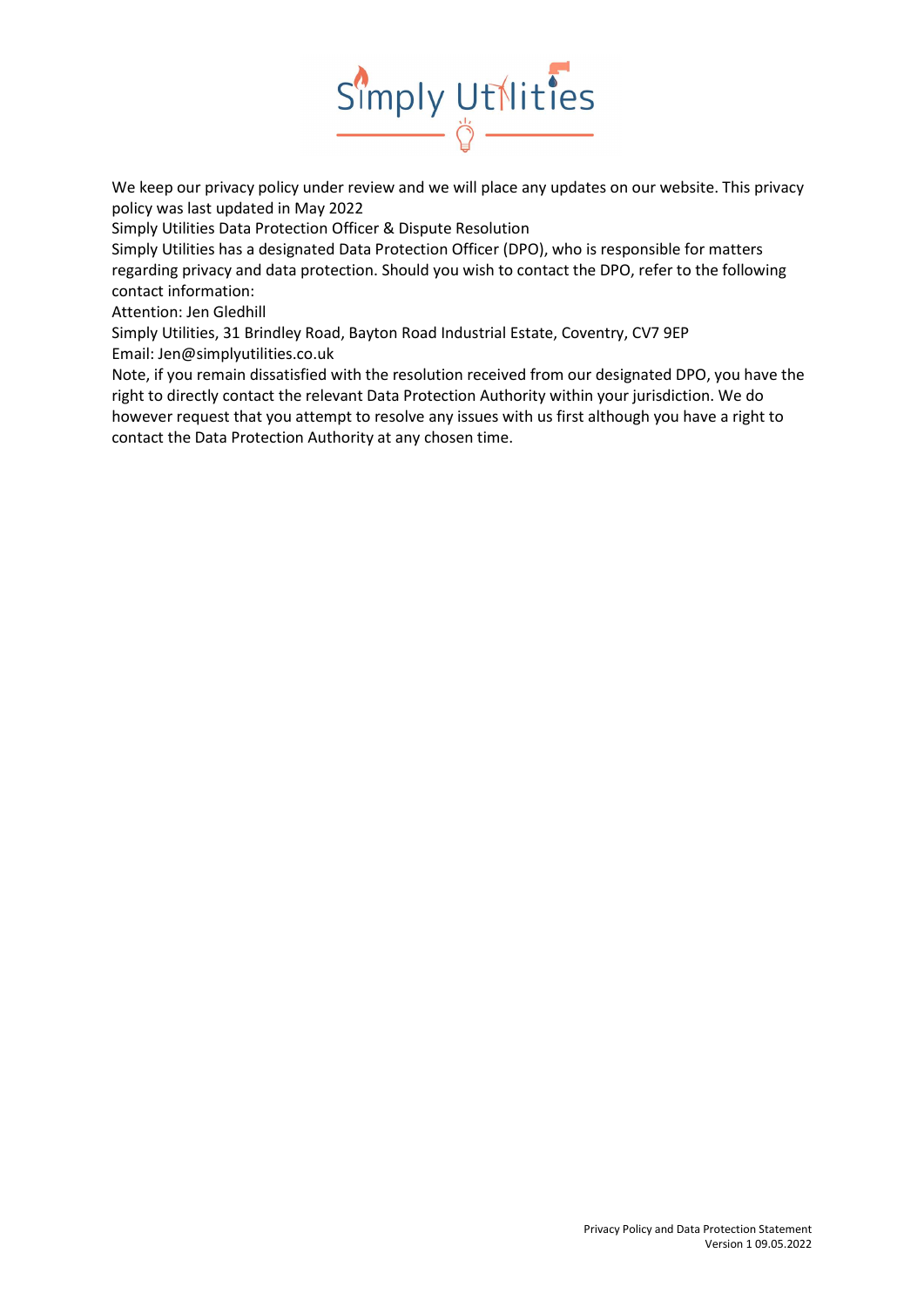We keep our privacy policy under review and we will place any updates on our website. This privacy policy was last updated in May 2022

Simply Utilities Data Protection Officer & Dispute Resolution

Simply Utilities has a designated Data Protection Officer (DPO), who is responsible for matters regarding privacy and data protection. Should you wish to contact the DPO, refer to the following contact information:

Attention: Jen Gledhill

Simply Utilities, 31 Brindley Road, Bayton Road Industrial Estate, Coventry, CV7 9EP

Email: Jen@simplyutilities.co.uk

Note, if you remain dissatisfied with the resolution received from our designated DPO, you have the right to directly contact the relevant Data Protection Authority within your jurisdiction. We do however request that you attempt to resolve any issues with us first although you have a right to contact the Data Protection Authority at any chosen time.